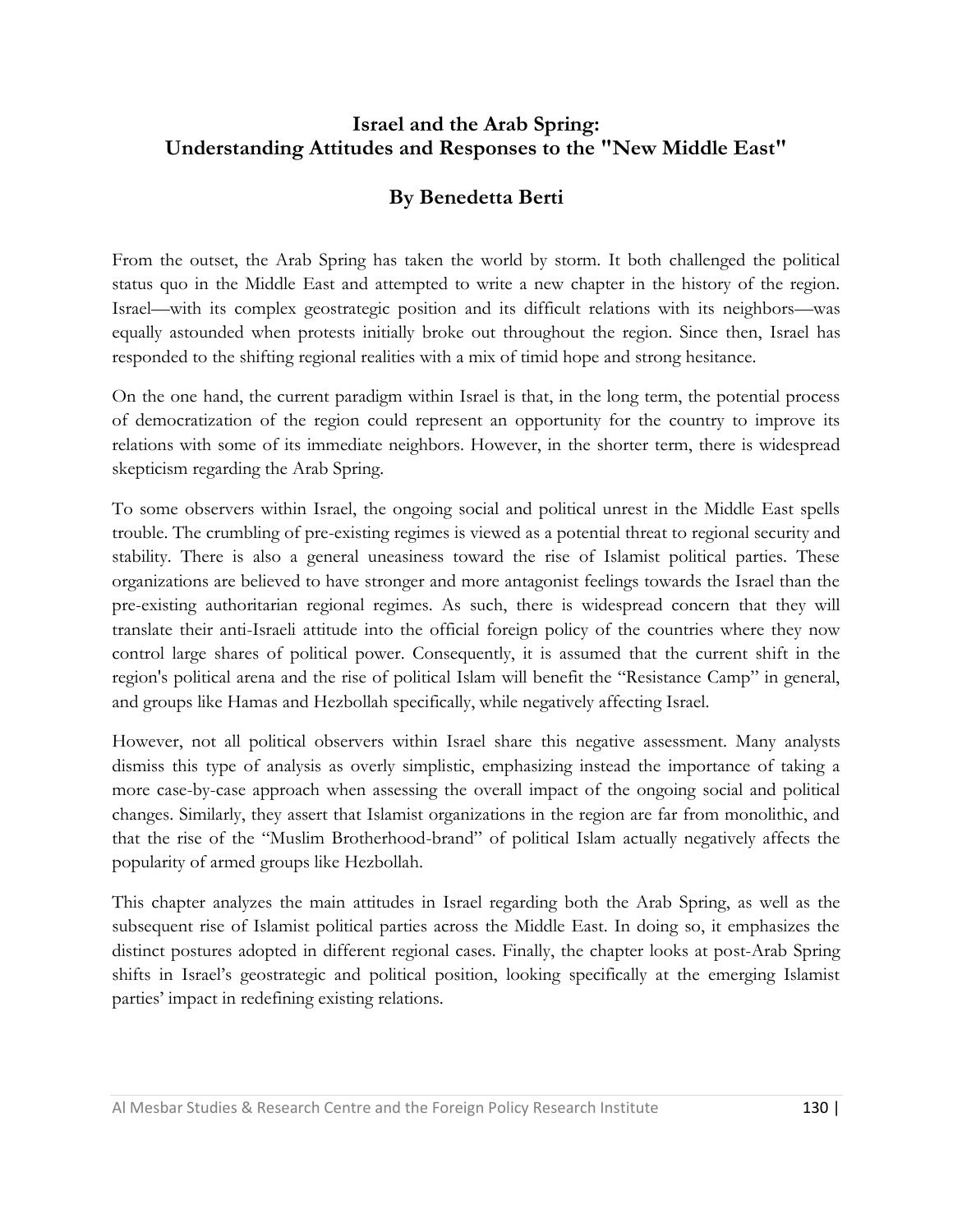# Israel and the Arab Spring: Understanding Attitudes and Responses to the "New Middle East"

## By Benedetta Berti

From the outset, the Arab Spring has taken the world by storm. It both challenged the political status quo in the Middle East and attempted to write a new chapter in the history of the region. Israel—with its complex geostrategic position and its difficult relations with its neighbors—was equally astounded when protests initially broke out throughout the region. Since then, Israel has responded to the shifting regional realities with a mix of timid hope and strong hesitance.

On the one hand, the current paradigm within Israel is that, in the long term, the potential process of democratization of the region could represent an opportunity for the country to improve its relations with some of its immediate neighbors. However, in the shorter term, there is widespread skepticism regarding the Arab Spring.

To some observers within Israel, the ongoing social and political unrest in the Middle East spells trouble. The crumbling of pre-existing regimes is viewed as a potential threat to regional security and stability. There is also a general uneasiness toward the rise of Islamist political parties. These organizations are believed to have stronger and more antagonist feelings towards the Israel than the pre-existing authoritarian regional regimes. As such, there is widespread concern that they will translate their anti-Israeli attitude into the official foreign policy of the countries where they now control large shares of political power. Consequently, it is assumed that the current shift in the region's political arena and the rise of political Islam will benefit the "Resistance Camp" in general, and groups like Hamas and Hezbollah specifically, while negatively affecting Israel.

However, not all political observers within Israel share this negative assessment. Many analysts dismiss this type of analysis as overly simplistic, emphasizing instead the importance of taking a more case-by-case approach when assessing the overall impact of the ongoing social and political changes. Similarly, they assert that Islamist organizations in the region are far from monolithic, and that the rise of the "Muslim Brotherhood-brand" of political Islam actually negatively affects the popularity of armed groups like Hezbollah.

This chapter analyzes the main attitudes in Israel regarding both the Arab Spring, as well as the subsequent rise of Islamist political parties across the Middle East. In doing so, it emphasizes the distinct postures adopted in different regional cases. Finally, the chapter looks at post-Arab Spring shifts in Israel's geostrategic and political position, looking specifically at the emerging Islamist parties' impact in redefining existing relations.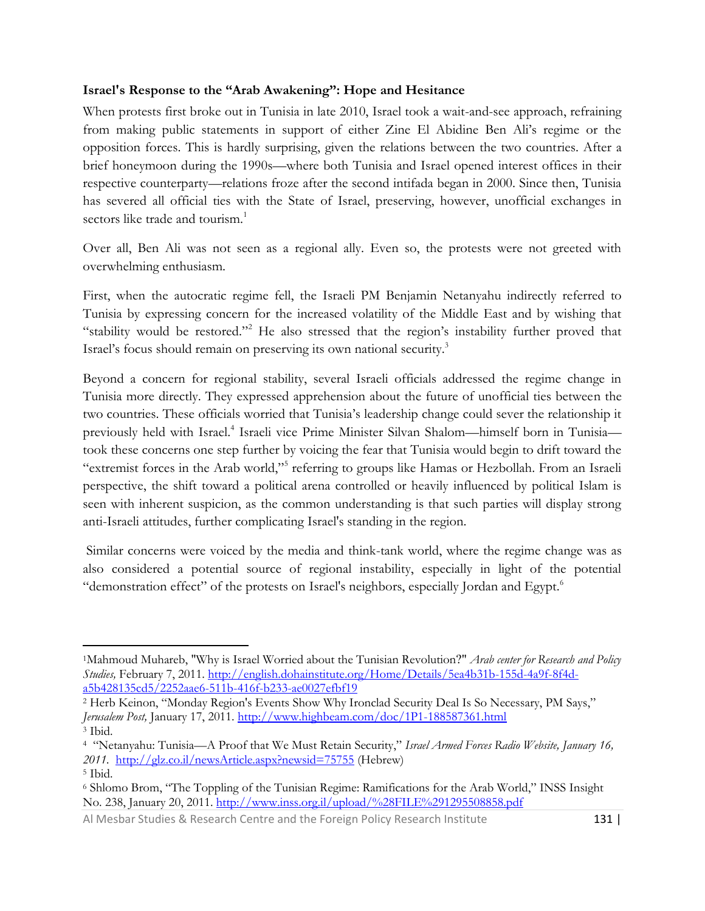**Israel's Response to the "Arab Awakening": Hope and Hesitance**

When protests first broke out in Tunisia in late 2010, Israel took a wait-and-see approach, refraining from making public statements in support of either Zine El Abidine Ben Ali's regime or the opposition forces. This is hardly surprising, given the relations between the two countries. After a brief honeymoon during the 1990s—where both Tunisia and Israel opened interest offices in their respective counterparty—relations froze after the second intifada began in 2000. Since then, Tunisia has severed all official ties with the State of Israel, preserving, however, unofficial exchanges in sectors like trade and tourism.[1]

Over all, Ben Ali was not seen as a regional ally. Even so, the protests were not greeted with overwhelming enthusiasm.

First, when the autocratic regime fell, the Israeli PM Benjamin Netanyahu indirectly referred to Tunisia by expressing concern for the increased volatility of the Middle East and by wishing that "stability would be restored."[2] He also stressed that the region's instability further proved that Israel's focus should remain on preserving its own national security.[3]

Beyond a concern for regional stability, several Israeli officials addressed the regime change in Tunisia more directly. They expressed apprehension about the future of unofficial ties between the two countries. These officials worried that Tunisia's leadership change could sever the relationship it previously held with Israel.[4] Israeli vice Prime Minister Silvan Shalom—himself born in Tunisia—took these concerns one step further by voicing the fear that Tunisia would begin to drift toward the "extremist forces in the Arab world,"[5] referring to groups like Hamas or Hezbollah. From an Israeli perspective, the shift toward a political arena controlled or heavily influenced by political Islam is seen with inherent suspicion, as the common understanding is that such parties will display strong anti-Israeli attitudes, further complicating Israel's standing in the region.

Similar concerns were voiced by the media and think-tank world, where the regime change was as also considered a potential source of regional instability, especially in light of the potential "demonstration effect" of the protests on Israel's neighbors, especially Jordan and Egypt.[6]

---

[1] Mahmoud Muhareb, "Why is Israel Worried about the Tunisian Revolution?" *Arab center for Research and Policy Studies,* February 7, 2011. http://english.dohainstitute.org/Home/Details/5ea4b31b-155d-4a9f-8f4d-a5b428135cd5/2252aae6-511b-416f-b233-ae0027efbf19

[2] Herb Keinon, "Monday Region's Events Show Why Ironclad Security Deal Is So Necessary, PM Says," *Jerusalem Post,* January 17, 2011. http://www.highbeam.com/doc/1P1-188587361.html

[3] Ibid.

[4] "Netanyahu: Tunisia—A Proof that We Must Retain Security," *Israel Armed Forces Radio Website, January 16, 2011.* http://glz.co.il/newsArticle.aspx?newsid=75755 (Hebrew)

[5] Ibid.

[6] Shlomo Brom, "The Toppling of the Tunisian Regime: Ramifications for the Arab World," INSS Insight No. 238, January 20, 2011. http://www.inss.org.il/upload/%28FILE%291295508858.pdf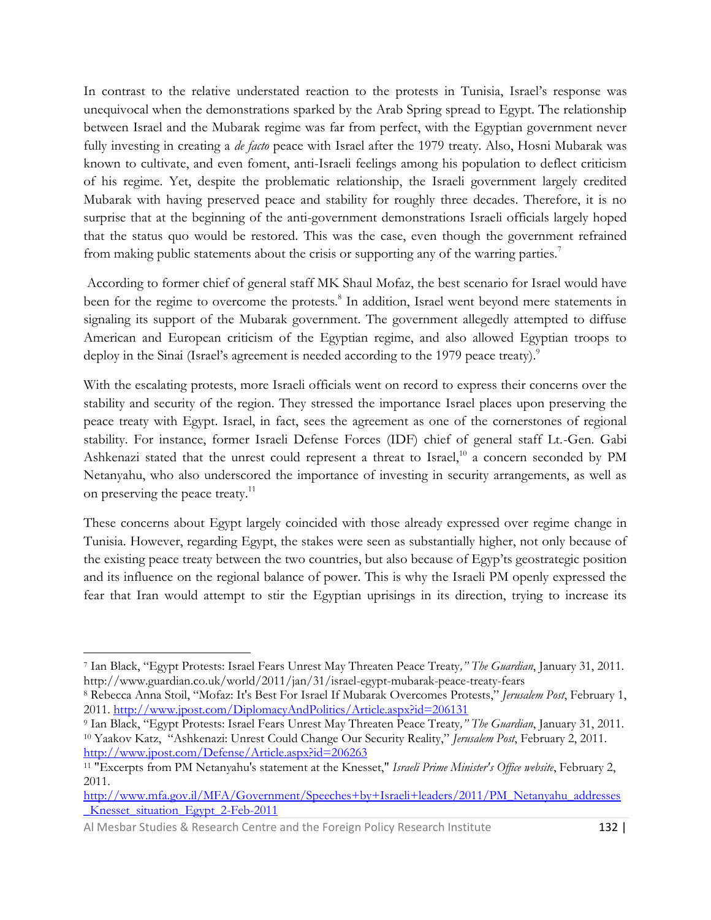In contrast to the relative understated reaction to the protests in Tunisia, Israel's response was unequivocal when the demonstrations sparked by the Arab Spring spread to Egypt. The relationship between Israel and the Mubarak regime was far from perfect, with the Egyptian government never fully investing in creating a *de facto* peace with Israel after the 1979 treaty. Also, Hosni Mubarak was known to cultivate, and even foment, anti-Israeli feelings among his population to deflect criticism of his regime. Yet, despite the problematic relationship, the Israeli government largely credited Mubarak with having preserved peace and stability for roughly three decades. Therefore, it is no surprise that at the beginning of the anti-government demonstrations Israeli officials largely hoped that the status quo would be restored. This was the case, even though the government refrained from making public statements about the crisis or supporting any of the warring parties.[7]

According to former chief of general staff MK Shaul Mofaz, the best scenario for Israel would have been for the regime to overcome the protests.[8] In addition, Israel went beyond mere statements in signaling its support of the Mubarak government. The government allegedly attempted to diffuse American and European criticism of the Egyptian regime, and also allowed Egyptian troops to deploy in the Sinai (Israel's agreement is needed according to the 1979 peace treaty).[9]

With the escalating protests, more Israeli officials went on record to express their concerns over the stability and security of the region. They stressed the importance Israel places upon preserving the peace treaty with Egypt. Israel, in fact, sees the agreement as one of the cornerstones of regional stability. For instance, former Israeli Defense Forces (IDF) chief of general staff Lt.-Gen. Gabi Ashkenazi stated that the unrest could represent a threat to Israel,[10] a concern seconded by PM Netanyahu, who also underscored the importance of investing in security arrangements, as well as on preserving the peace treaty.[11]

These concerns about Egypt largely coincided with those already expressed over regime change in Tunisia. However, regarding Egypt, the stakes were seen as substantially higher, not only because of the existing peace treaty between the two countries, but also because of Egyp'ts geostrategic position and its influence on the regional balance of power. This is why the Israeli PM openly expressed the fear that Iran would attempt to stir the Egyptian uprisings in its direction, trying to increase its

---

[7] Ian Black, "Egypt Protests: Israel Fears Unrest May Threaten Peace Treaty," *The Guardian*, January 31, 2011. http://www.guardian.co.uk/world/2011/jan/31/israel-egypt-mubarak-peace-treaty-fears

[8] Rebecca Anna Stoil, "Mofaz: It's Best For Israel If Mubarak Overcomes Protests," *Jerusalem Post*, February 1, 2011. http://www.jpost.com/DiplomacyAndPolitics/Article.aspx?id=206131

[9] Ian Black, "Egypt Protests: Israel Fears Unrest May Threaten Peace Treaty," *The Guardian*, January 31, 2011.

[10] Yaakov Katz, "Ashkenazi: Unrest Could Change Our Security Reality," *Jerusalem Post*, February 2, 2011. http://www.jpost.com/Defense/Article.aspx?id=206263

[11] "Excerpts from PM Netanyahu's statement at the Knesset," *Israeli Prime Minister's Office website*, February 2, 2011. http://www.mfa.gov.il/MFA/Government/Speeches+by+Israeli+leaders/2011/PM_Netanyahu_addresses_Knesset_situation_Egypt_2-Feb-2011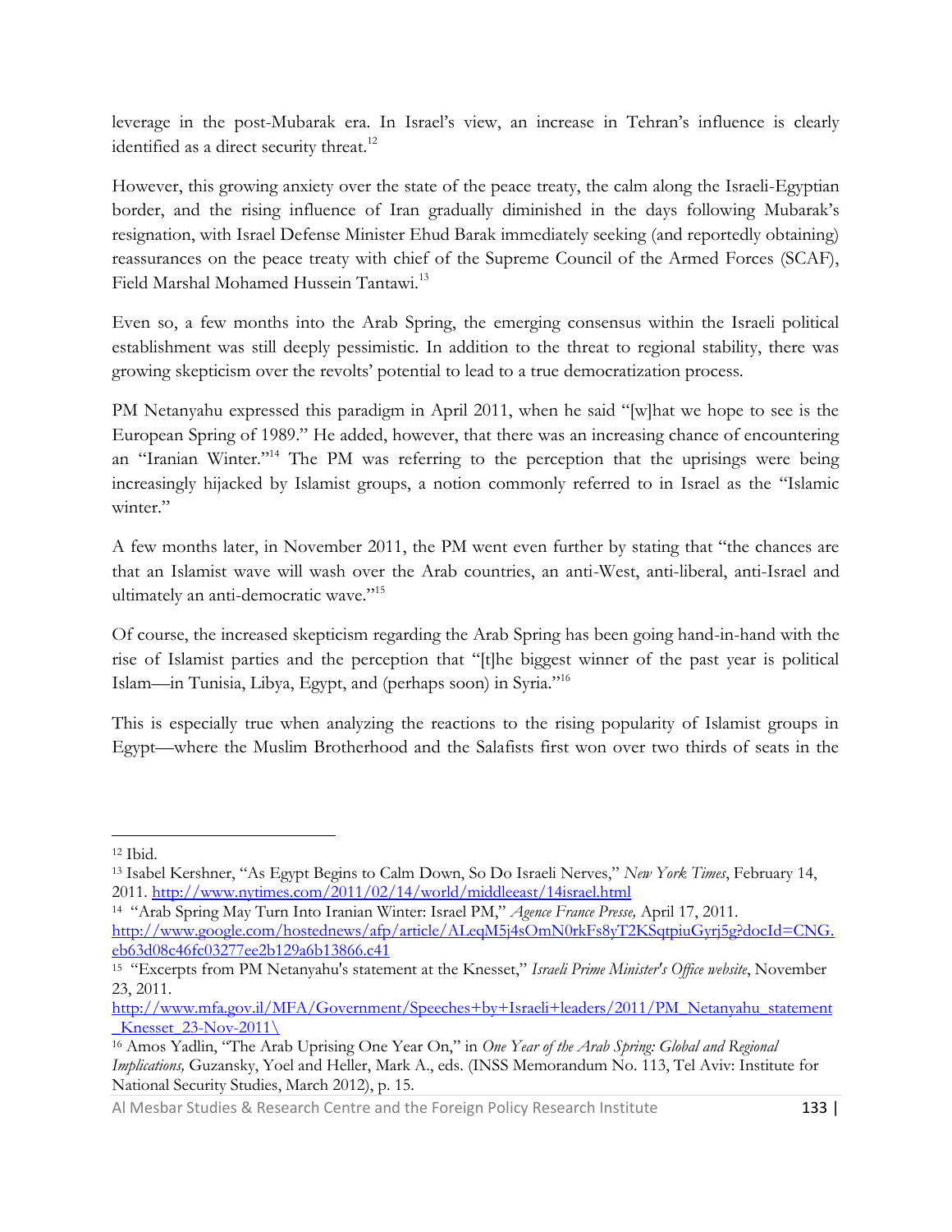leverage in the post-Mubarak era. In Israel's view, an increase in Tehran's influence is clearly identified as a direct security threat.[12]

However, this growing anxiety over the state of the peace treaty, the calm along the Israeli-Egyptian border, and the rising influence of Iran gradually diminished in the days following Mubarak's resignation, with Israel Defense Minister Ehud Barak immediately seeking (and reportedly obtaining) reassurances on the peace treaty with chief of the Supreme Council of the Armed Forces (SCAF), Field Marshal Mohamed Hussein Tantawi.[13]

Even so, a few months into the Arab Spring, the emerging consensus within the Israeli political establishment was still deeply pessimistic. In addition to the threat to regional stability, there was growing skepticism over the revolts' potential to lead to a true democratization process.

PM Netanyahu expressed this paradigm in April 2011, when he said "[w]hat we hope to see is the European Spring of 1989." He added, however, that there was an increasing chance of encountering an "Iranian Winter."[14] The PM was referring to the perception that the uprisings were being increasingly hijacked by Islamist groups, a notion commonly referred to in Israel as the "Islamic winter."

A few months later, in November 2011, the PM went even further by stating that "the chances are that an Islamist wave will wash over the Arab countries, an anti-West, anti-liberal, anti-Israel and ultimately an anti-democratic wave."[15]

Of course, the increased skepticism regarding the Arab Spring has been going hand-in-hand with the rise of Islamist parties and the perception that "[t]he biggest winner of the past year is political Islam—in Tunisia, Libya, Egypt, and (perhaps soon) in Syria."[16]

This is especially true when analyzing the reactions to the rising popularity of Islamist groups in Egypt—where the Muslim Brotherhood and the Salafists first won over two thirds of seats in the

---

[12] Ibid.

[13] Isabel Kershner, "As Egypt Begins to Calm Down, So Do Israeli Nerves," *New York Times*, February 14, 2011. http://www.nytimes.com/2011/02/14/world/middleeast/14israel.html

[14] "Arab Spring May Turn Into Iranian Winter: Israel PM," *Agence France Presse,* April 17, 2011. http://www.google.com/hostednews/afp/article/ALeqM5j4sOmN0rkFs8yT2KSqtpiuGyrj5g?docId=CNG.eb63d08c46fc03277ee2b129a6b13866.c41

[15] "Excerpts from PM Netanyahu's statement at the Knesset," *Israeli Prime Minister's Office website*, November 23, 2011. http://www.mfa.gov.il/MFA/Government/Speeches+by+Israeli+leaders/2011/PM_Netanyahu_statement_Knesset_23-Nov-2011\

[16] Amos Yadlin, "The Arab Uprising One Year On," in *One Year of the Arab Spring: Global and Regional Implications,* Guzansky, Yoel and Heller, Mark A., eds. (INSS Memorandum No. 113, Tel Aviv: Institute for National Security Studies, March 2012), p. 15.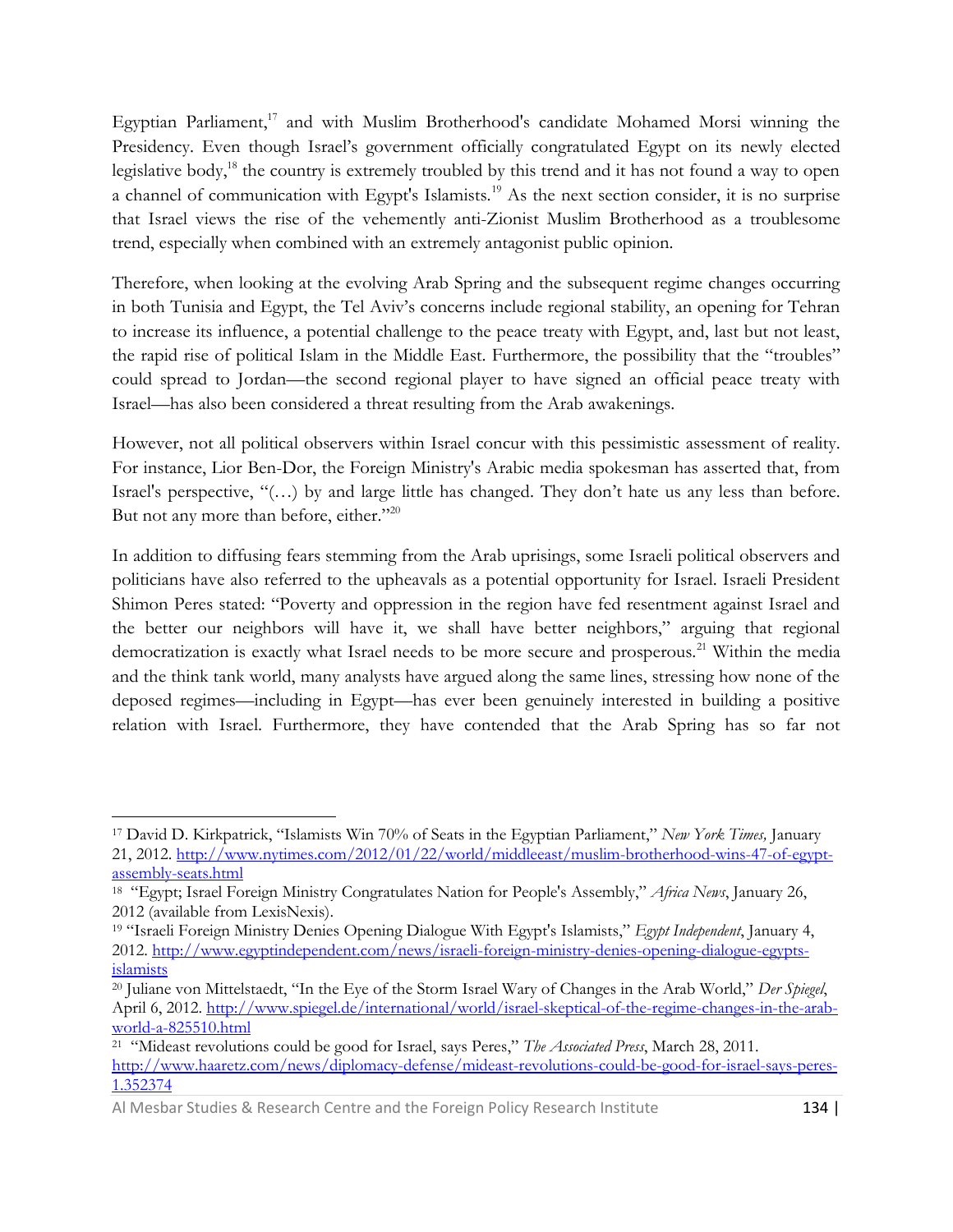Egyptian Parliament,[17] and with Muslim Brotherhood's candidate Mohamed Morsi winning the Presidency. Even though Israel's government officially congratulated Egypt on its newly elected legislative body,[18] the country is extremely troubled by this trend and it has not found a way to open a channel of communication with Egypt's Islamists.[19] As the next section consider, it is no surprise that Israel views the rise of the vehemently anti-Zionist Muslim Brotherhood as a troublesome trend, especially when combined with an extremely antagonist public opinion.

Therefore, when looking at the evolving Arab Spring and the subsequent regime changes occurring in both Tunisia and Egypt, the Tel Aviv's concerns include regional stability, an opening for Tehran to increase its influence, a potential challenge to the peace treaty with Egypt, and, last but not least, the rapid rise of political Islam in the Middle East. Furthermore, the possibility that the "troubles" could spread to Jordan—the second regional player to have signed an official peace treaty with Israel—has also been considered a threat resulting from the Arab awakenings.

However, not all political observers within Israel concur with this pessimistic assessment of reality. For instance, Lior Ben-Dor, the Foreign Ministry's Arabic media spokesman has asserted that, from Israel's perspective, "(…) by and large little has changed. They don't hate us any less than before. But not any more than before, either."[20]

In addition to diffusing fears stemming from the Arab uprisings, some Israeli political observers and politicians have also referred to the upheavals as a potential opportunity for Israel. Israeli President Shimon Peres stated: "Poverty and oppression in the region have fed resentment against Israel and the better our neighbors will have it, we shall have better neighbors," arguing that regional democratization is exactly what Israel needs to be more secure and prosperous.[21] Within the media and the think tank world, many analysts have argued along the same lines, stressing how none of the deposed regimes—including in Egypt—has ever been genuinely interested in building a positive relation with Israel. Furthermore, they have contended that the Arab Spring has so far not

---

[17] David D. Kirkpatrick, "Islamists Win 70% of Seats in the Egyptian Parliament," *New York Times,* January 21, 2012. http://www.nytimes.com/2012/01/22/world/middleeast/muslim-brotherhood-wins-47-of-egypt-assembly-seats.html

[18] "Egypt; Israel Foreign Ministry Congratulates Nation for People's Assembly," *Africa News*, January 26, 2012 (available from LexisNexis).

[19] "Israeli Foreign Ministry Denies Opening Dialogue With Egypt's Islamists," *Egypt Independent*, January 4, 2012. http://www.egyptindependent.com/news/israeli-foreign-ministry-denies-opening-dialogue-egypts-islamists

[20] Juliane von Mittelstaedt, "In the Eye of the Storm Israel Wary of Changes in the Arab World," *Der Spiegel*, April 6, 2012. http://www.spiegel.de/international/world/israel-skeptical-of-the-regime-changes-in-the-arab-world-a-825510.html

[21] "Mideast revolutions could be good for Israel, says Peres," *The Associated Press*, March 28, 2011. http://www.haaretz.com/news/diplomacy-defense/mideast-revolutions-could-be-good-for-israel-says-peres-1.352374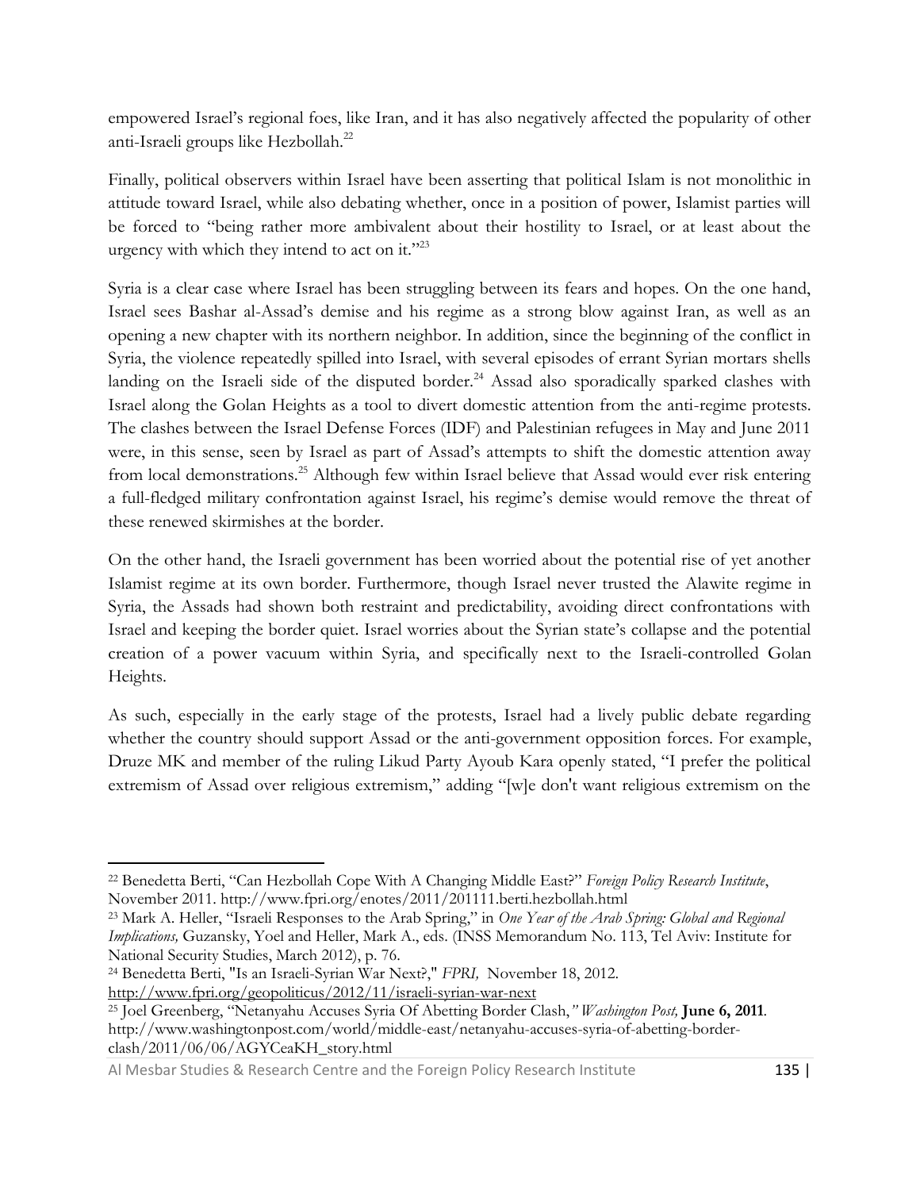empowered Israel's regional foes, like Iran, and it has also negatively affected the popularity of other anti-Israeli groups like Hezbollah.[22]

Finally, political observers within Israel have been asserting that political Islam is not monolithic in attitude toward Israel, while also debating whether, once in a position of power, Islamist parties will be forced to "being rather more ambivalent about their hostility to Israel, or at least about the urgency with which they intend to act on it."[23]

Syria is a clear case where Israel has been struggling between its fears and hopes. On the one hand, Israel sees Bashar al-Assad's demise and his regime as a strong blow against Iran, as well as an opening a new chapter with its northern neighbor. In addition, since the beginning of the conflict in Syria, the violence repeatedly spilled into Israel, with several episodes of errant Syrian mortars shells landing on the Israeli side of the disputed border.[24] Assad also sporadically sparked clashes with Israel along the Golan Heights as a tool to divert domestic attention from the anti-regime protests. The clashes between the Israel Defense Forces (IDF) and Palestinian refugees in May and June 2011 were, in this sense, seen by Israel as part of Assad's attempts to shift the domestic attention away from local demonstrations.[25] Although few within Israel believe that Assad would ever risk entering a full-fledged military confrontation against Israel, his regime's demise would remove the threat of these renewed skirmishes at the border.

On the other hand, the Israeli government has been worried about the potential rise of yet another Islamist regime at its own border. Furthermore, though Israel never trusted the Alawite regime in Syria, the Assads had shown both restraint and predictability, avoiding direct confrontations with Israel and keeping the border quiet. Israel worries about the Syrian state's collapse and the potential creation of a power vacuum within Syria, and specifically next to the Israeli-controlled Golan Heights.

As such, especially in the early stage of the protests, Israel had a lively public debate regarding whether the country should support Assad or the anti-government opposition forces. For example, Druze MK and member of the ruling Likud Party Ayoub Kara openly stated, "I prefer the political extremism of Assad over religious extremism," adding "[w]e don't want religious extremism on the

---

[22] Benedetta Berti, "Can Hezbollah Cope With A Changing Middle East?" *Foreign Policy Research Institute*, November 2011. http://www.fpri.org/enotes/2011/201111.berti.hezbollah.html

[23] Mark A. Heller, "Israeli Responses to the Arab Spring," in *One Year of the Arab Spring: Global and Regional Implications,* Guzansky, Yoel and Heller, Mark A., eds. (INSS Memorandum No. 113, Tel Aviv: Institute for National Security Studies, March 2012), p. 76.

[24] Benedetta Berti, "Is an Israeli-Syrian War Next?," *FPRI,* November 18, 2012. http://www.fpri.org/geopoliticus/2012/11/israeli-syrian-war-next

[25] Joel Greenberg, "Netanyahu Accuses Syria Of Abetting Border Clash,*" Washington Post,* **June 6, 2011**. http://www.washingtonpost.com/world/middle-east/netanyahu-accuses-syria-of-abetting-border-clash/2011/06/06/AGYCeaKH_story.html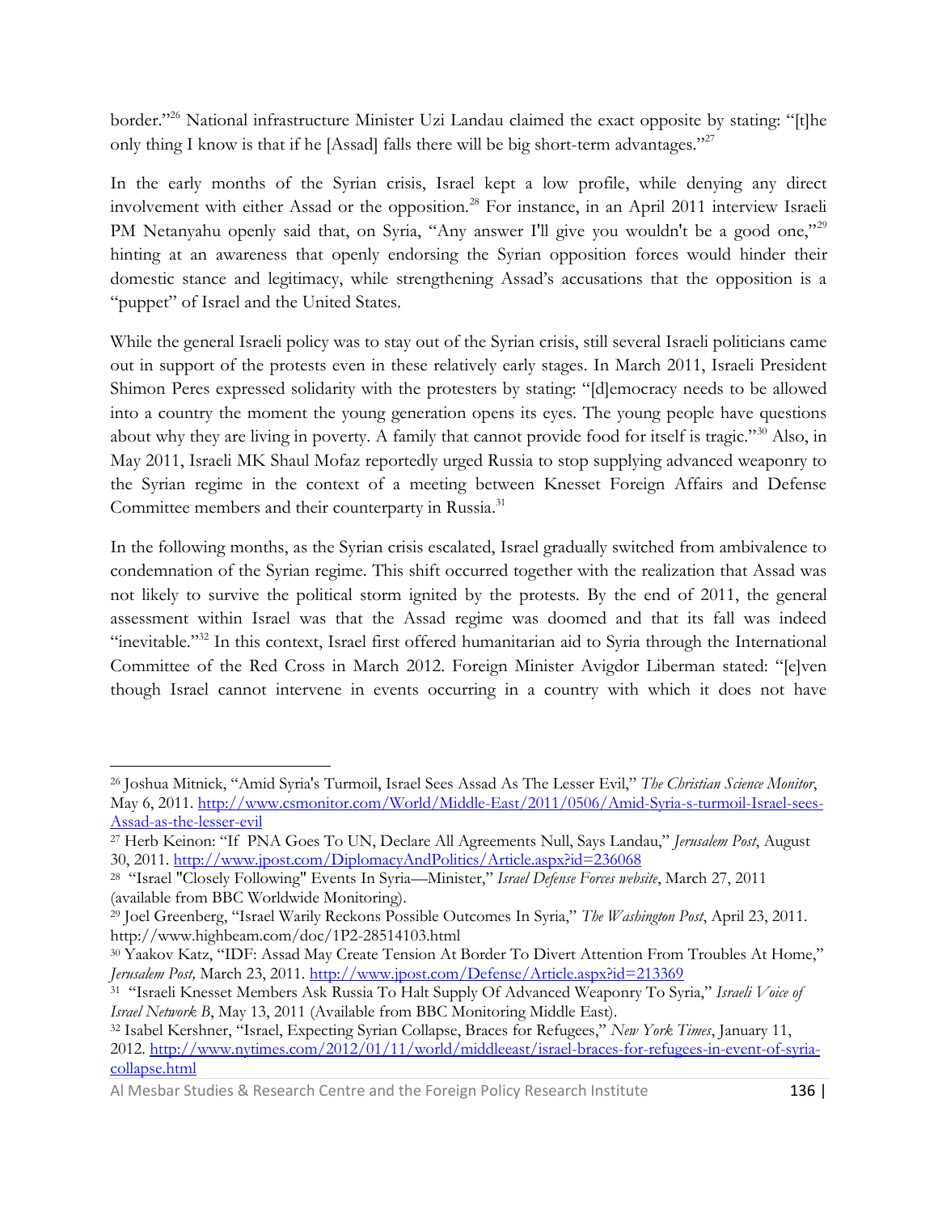border."[26] National infrastructure Minister Uzi Landau claimed the exact opposite by stating: "[t]he only thing I know is that if he [Assad] falls there will be big short-term advantages."[27]

In the early months of the Syrian crisis, Israel kept a low profile, while denying any direct involvement with either Assad or the opposition.[28] For instance, in an April 2011 interview Israeli PM Netanyahu openly said that, on Syria, "Any answer I'll give you wouldn't be a good one,"[29] hinting at an awareness that openly endorsing the Syrian opposition forces would hinder their domestic stance and legitimacy, while strengthening Assad's accusations that the opposition is a "puppet" of Israel and the United States.

While the general Israeli policy was to stay out of the Syrian crisis, still several Israeli politicians came out in support of the protests even in these relatively early stages. In March 2011, Israeli President Shimon Peres expressed solidarity with the protesters by stating: "[d]emocracy needs to be allowed into a country the moment the young generation opens its eyes. The young people have questions about why they are living in poverty. A family that cannot provide food for itself is tragic."[30] Also, in May 2011, Israeli MK Shaul Mofaz reportedly urged Russia to stop supplying advanced weaponry to the Syrian regime in the context of a meeting between Knesset Foreign Affairs and Defense Committee members and their counterparty in Russia.[31]

In the following months, as the Syrian crisis escalated, Israel gradually switched from ambivalence to condemnation of the Syrian regime. This shift occurred together with the realization that Assad was not likely to survive the political storm ignited by the protests. By the end of 2011, the general assessment within Israel was that the Assad regime was doomed and that its fall was indeed "inevitable."[32] In this context, Israel first offered humanitarian aid to Syria through the International Committee of the Red Cross in March 2012. Foreign Minister Avigdor Liberman stated: "[e]ven though Israel cannot intervene in events occurring in a country with which it does not have

---

[26] Joshua Mitnick, "Amid Syria's Turmoil, Israel Sees Assad As The Lesser Evil," *The Christian Science Monitor*, May 6, 2011. http://www.csmonitor.com/World/Middle-East/2011/0506/Amid-Syria-s-turmoil-Israel-sees-Assad-as-the-lesser-evil

[27] Herb Keinon: "If PNA Goes To UN, Declare All Agreements Null, Says Landau," *Jerusalem Post*, August 30, 2011. http://www.jpost.com/DiplomacyAndPolitics/Article.aspx?id=236068

[28] "Israel "Closely Following" Events In Syria—Minister," *Israel Defense Forces website*, March 27, 2011 (available from BBC Worldwide Monitoring).

[29] Joel Greenberg, "Israel Warily Reckons Possible Outcomes In Syria," *The Washington Post*, April 23, 2011. http://www.highbeam.com/doc/1P2-28514103.html

[30] Yaakov Katz, "IDF: Assad May Create Tension At Border To Divert Attention From Troubles At Home," *Jerusalem Post,* March 23, 2011. http://www.jpost.com/Defense/Article.aspx?id=213369

[31] "Israeli Knesset Members Ask Russia To Halt Supply Of Advanced Weaponry To Syria," *Israeli Voice of Israel Network B*, May 13, 2011 (Available from BBC Monitoring Middle East).

[32] Isabel Kershner, "Israel, Expecting Syrian Collapse, Braces for Refugees," *New York Times*, January 11, 2012. http://www.nytimes.com/2012/01/11/world/middleeast/israel-braces-for-refugees-in-event-of-syria-collapse.html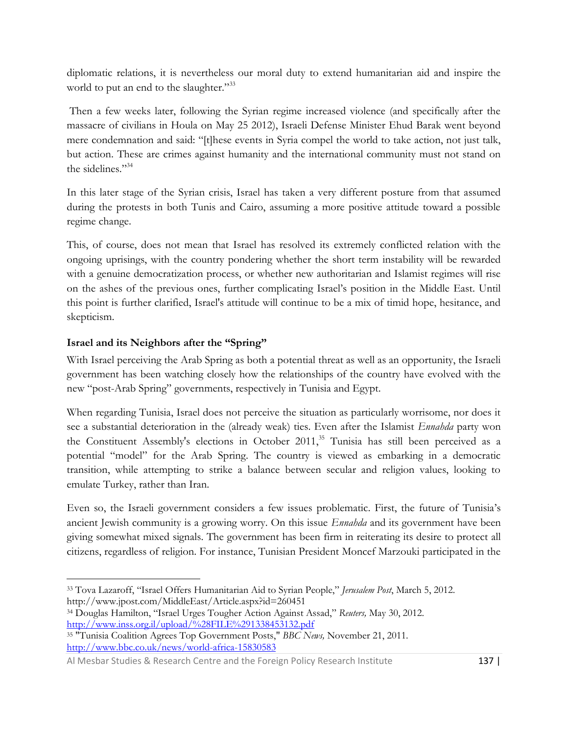diplomatic relations, it is nevertheless our moral duty to extend humanitarian aid and inspire the world to put an end to the slaughter."[33]

Then a few weeks later, following the Syrian regime increased violence (and specifically after the massacre of civilians in Houla on May 25 2012), Israeli Defense Minister Ehud Barak went beyond mere condemnation and said: "[t]hese events in Syria compel the world to take action, not just talk, but action. These are crimes against humanity and the international community must not stand on the sidelines."[34]

In this later stage of the Syrian crisis, Israel has taken a very different posture from that assumed during the protests in both Tunis and Cairo, assuming a more positive attitude toward a possible regime change.

This, of course, does not mean that Israel has resolved its extremely conflicted relation with the ongoing uprisings, with the country pondering whether the short term instability will be rewarded with a genuine democratization process, or whether new authoritarian and Islamist regimes will rise on the ashes of the previous ones, further complicating Israel's position in the Middle East. Until this point is further clarified, Israel's attitude will continue to be a mix of timid hope, hesitance, and skepticism.

### Israel and its Neighbors after the "Spring"

With Israel perceiving the Arab Spring as both a potential threat as well as an opportunity, the Israeli government has been watching closely how the relationships of the country have evolved with the new "post-Arab Spring" governments, respectively in Tunisia and Egypt.

When regarding Tunisia, Israel does not perceive the situation as particularly worrisome, nor does it see a substantial deterioration in the (already weak) ties. Even after the Islamist *Ennahda* party won the Constituent Assembly's elections in October 2011,[35] Tunisia has still been perceived as a potential "model" for the Arab Spring. The country is viewed as embarking in a democratic transition, while attempting to strike a balance between secular and religion values, looking to emulate Turkey, rather than Iran.

Even so, the Israeli government considers a few issues problematic. First, the future of Tunisia's ancient Jewish community is a growing worry. On this issue *Ennahda* and its government have been giving somewhat mixed signals. The government has been firm in reiterating its desire to protect all citizens, regardless of religion. For instance, Tunisian President Moncef Marzouki participated in the

---

[33] Tova Lazaroff, "Israel Offers Humanitarian Aid to Syrian People," *Jerusalem Post*, March 5, 2012. http://www.jpost.com/MiddleEast/Article.aspx?id=260451

[34] Douglas Hamilton, "Israel Urges Tougher Action Against Assad," *Reuters,* May 30, 2012. http://www.inss.org.il/upload/%28FILE%291338453132.pdf

[35] "Tunisia Coalition Agrees Top Government Posts," *BBC News,* November 21, 2011. http://www.bbc.co.uk/news/world-africa-15830583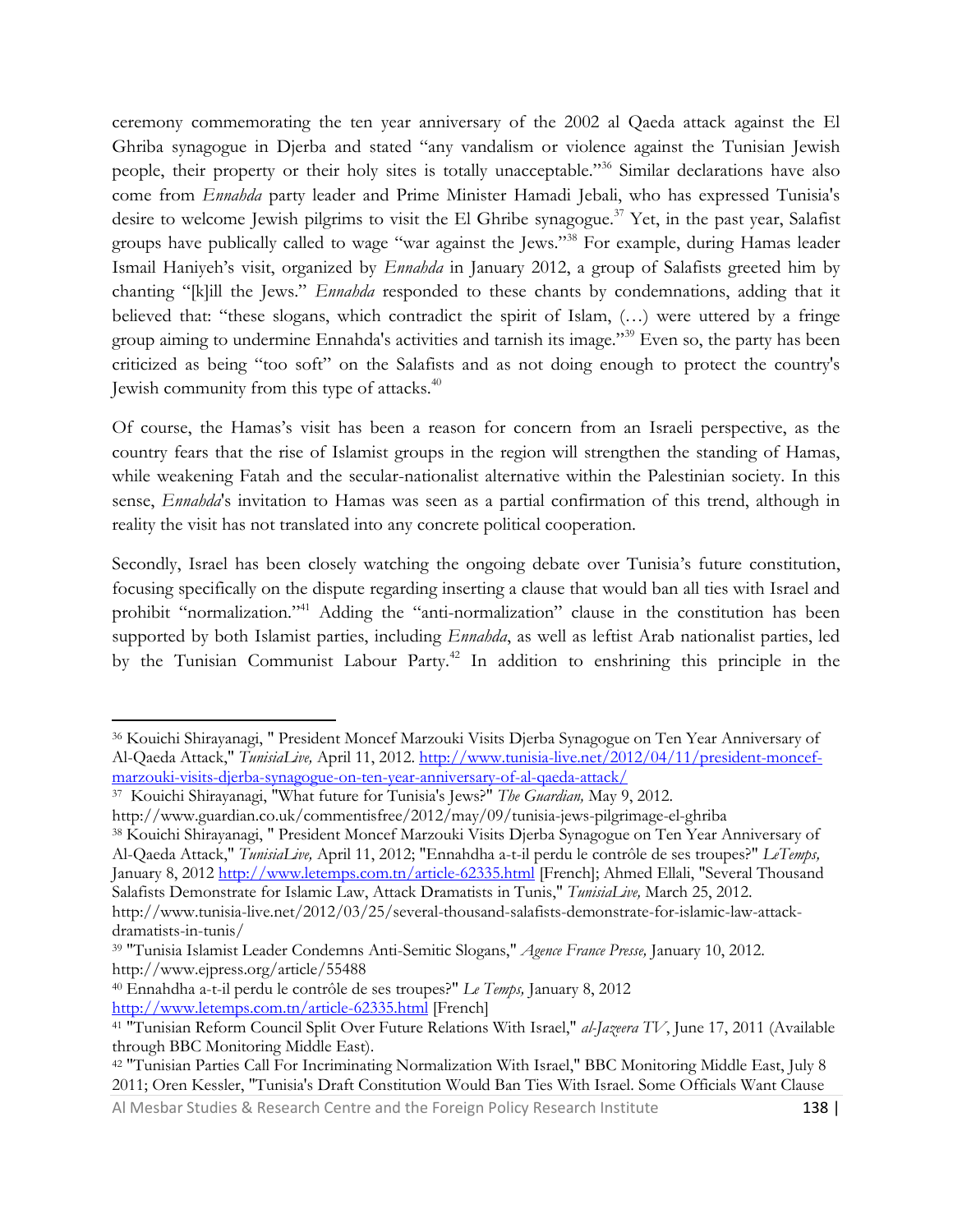ceremony commemorating the ten year anniversary of the 2002 al Qaeda attack against the El Ghriba synagogue in Djerba and stated "any vandalism or violence against the Tunisian Jewish people, their property or their holy sites is totally unacceptable."[36] Similar declarations have also come from *Ennahda* party leader and Prime Minister Hamadi Jebali, who has expressed Tunisia's desire to welcome Jewish pilgrims to visit the El Ghribe synagogue.[37] Yet, in the past year, Salafist groups have publically called to wage "war against the Jews."[38] For example, during Hamas leader Ismail Haniyeh's visit, organized by *Ennahda* in January 2012, a group of Salafists greeted him by chanting "[k]ill the Jews." *Ennahda* responded to these chants by condemnations, adding that it believed that: "these slogans, which contradict the spirit of Islam, (…) were uttered by a fringe group aiming to undermine Ennahda's activities and tarnish its image."[39] Even so, the party has been criticized as being "too soft" on the Salafists and as not doing enough to protect the country's Jewish community from this type of attacks.[40]

Of course, the Hamas's visit has been a reason for concern from an Israeli perspective, as the country fears that the rise of Islamist groups in the region will strengthen the standing of Hamas, while weakening Fatah and the secular-nationalist alternative within the Palestinian society. In this sense, *Ennahda*'s invitation to Hamas was seen as a partial confirmation of this trend, although in reality the visit has not translated into any concrete political cooperation.

Secondly, Israel has been closely watching the ongoing debate over Tunisia's future constitution, focusing specifically on the dispute regarding inserting a clause that would ban all ties with Israel and prohibit "normalization."[41] Adding the "anti-normalization" clause in the constitution has been supported by both Islamist parties, including *Ennahda*, as well as leftist Arab nationalist parties, led by the Tunisian Communist Labour Party.[42] In addition to enshrining this principle in the

---

[36] Kouichi Shirayanagi, " President Moncef Marzouki Visits Djerba Synagogue on Ten Year Anniversary of Al-Qaeda Attack," *TunisiaLive,* April 11, 2012. http://www.tunisia-live.net/2012/04/11/president-moncef-marzouki-visits-djerba-synagogue-on-ten-year-anniversary-of-al-qaeda-attack/

[37] Kouichi Shirayanagi, "What future for Tunisia's Jews?" *The Guardian,* May 9, 2012. http://www.guardian.co.uk/commentisfree/2012/may/09/tunisia-jews-pilgrimage-el-ghriba

[38] Kouichi Shirayanagi, " President Moncef Marzouki Visits Djerba Synagogue on Ten Year Anniversary of Al-Qaeda Attack," *TunisiaLive,* April 11, 2012; "Ennahdha a-t-il perdu le contrôle de ses troupes?" *LeTemps,* January 8, 2012 http://www.letemps.com.tn/article-62335.html [French]; Ahmed Ellali, "Several Thousand Salafists Demonstrate for Islamic Law, Attack Dramatists in Tunis," *TunisiaLive,* March 25, 2012. http://www.tunisia-live.net/2012/03/25/several-thousand-salafists-demonstrate-for-islamic-law-attack-dramatists-in-tunis/

[39] "Tunisia Islamist Leader Condemns Anti-Semitic Slogans," *Agence France Presse,* January 10, 2012. http://www.ejpress.org/article/55488

[40] Ennahdha a-t-il perdu le contrôle de ses troupes?" *Le Temps,* January 8, 2012 http://www.letemps.com.tn/article-62335.html [French]

[41] "Tunisian Reform Council Split Over Future Relations With Israel," *al-Jazeera TV*, June 17, 2011 (Available through BBC Monitoring Middle East).

[42] "Tunisian Parties Call For Incriminating Normalization With Israel," BBC Monitoring Middle East, July 8 2011; Oren Kessler, "Tunisia's Draft Constitution Would Ban Ties With Israel. Some Officials Want Clause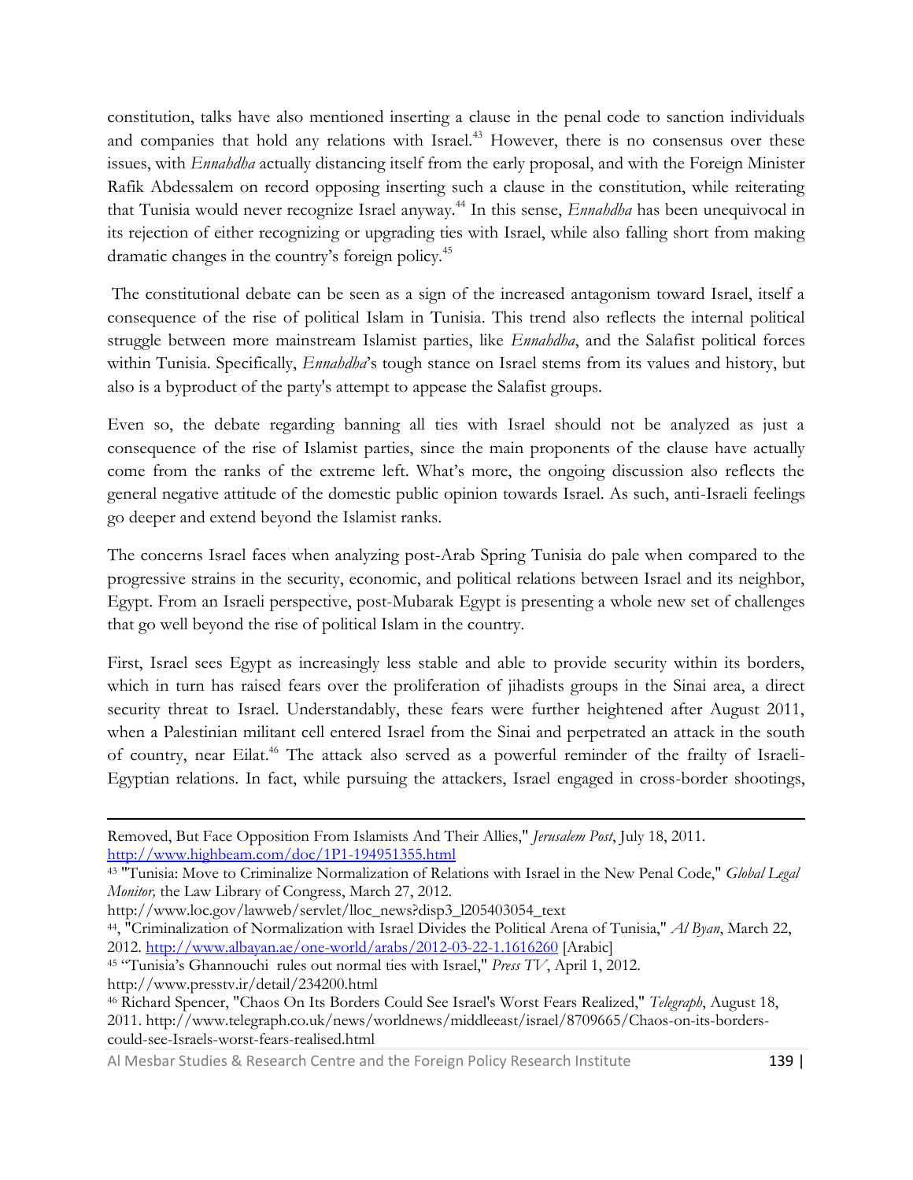constitution, talks have also mentioned inserting a clause in the penal code to sanction individuals and companies that hold any relations with Israel.[43] However, there is no consensus over these issues, with *Ennahdha* actually distancing itself from the early proposal, and with the Foreign Minister Rafik Abdessalem on record opposing inserting such a clause in the constitution, while reiterating that Tunisia would never recognize Israel anyway.[44] In this sense, *Ennahdha* has been unequivocal in its rejection of either recognizing or upgrading ties with Israel, while also falling short from making dramatic changes in the country's foreign policy.[45]

The constitutional debate can be seen as a sign of the increased antagonism toward Israel, itself a consequence of the rise of political Islam in Tunisia. This trend also reflects the internal political struggle between more mainstream Islamist parties, like *Ennahdha*, and the Salafist political forces within Tunisia. Specifically, *Ennahdha*'s tough stance on Israel stems from its values and history, but also is a byproduct of the party's attempt to appease the Salafist groups.

Even so, the debate regarding banning all ties with Israel should not be analyzed as just a consequence of the rise of Islamist parties, since the main proponents of the clause have actually come from the ranks of the extreme left. What's more, the ongoing discussion also reflects the general negative attitude of the domestic public opinion towards Israel. As such, anti-Israeli feelings go deeper and extend beyond the Islamist ranks.

The concerns Israel faces when analyzing post-Arab Spring Tunisia do pale when compared to the progressive strains in the security, economic, and political relations between Israel and its neighbor, Egypt. From an Israeli perspective, post-Mubarak Egypt is presenting a whole new set of challenges that go well beyond the rise of political Islam in the country.

First, Israel sees Egypt as increasingly less stable and able to provide security within its borders, which in turn has raised fears over the proliferation of jihadists groups in the Sinai area, a direct security threat to Israel. Understandably, these fears were further heightened after August 2011, when a Palestinian militant cell entered Israel from the Sinai and perpetrated an attack in the south of country, near Eilat.[46] The attack also served as a powerful reminder of the frailty of Israeli-Egyptian relations. In fact, while pursuing the attackers, Israel engaged in cross-border shootings,

---

Removed, But Face Opposition From Islamists And Their Allies," *Jerusalem Post*, July 18, 2011. http://www.highbeam.com/doc/1P1-194951355.html

[43] "Tunisia: Move to Criminalize Normalization of Relations with Israel in the New Penal Code," *Global Legal Monitor,* the Law Library of Congress, March 27, 2012. http://www.loc.gov/lawweb/servlet/lloc_news?disp3_l205403054_text

[44], "Criminalization of Normalization with Israel Divides the Political Arena of Tunisia," *Al Byan*, March 22, 2012. http://www.albayan.ae/one-world/arabs/2012-03-22-1.1616260 [Arabic]

[45] "Tunisia's Ghannouchi rules out normal ties with Israel," *Press TV*, April 1, 2012. http://www.presstv.ir/detail/234200.html

[46] Richard Spencer, "Chaos On Its Borders Could See Israel's Worst Fears Realized," *Telegraph*, August 18, 2011. http://www.telegraph.co.uk/news/worldnews/middleeast/israel/8709665/Chaos-on-its-borders-could-see-Israels-worst-fears-realised.html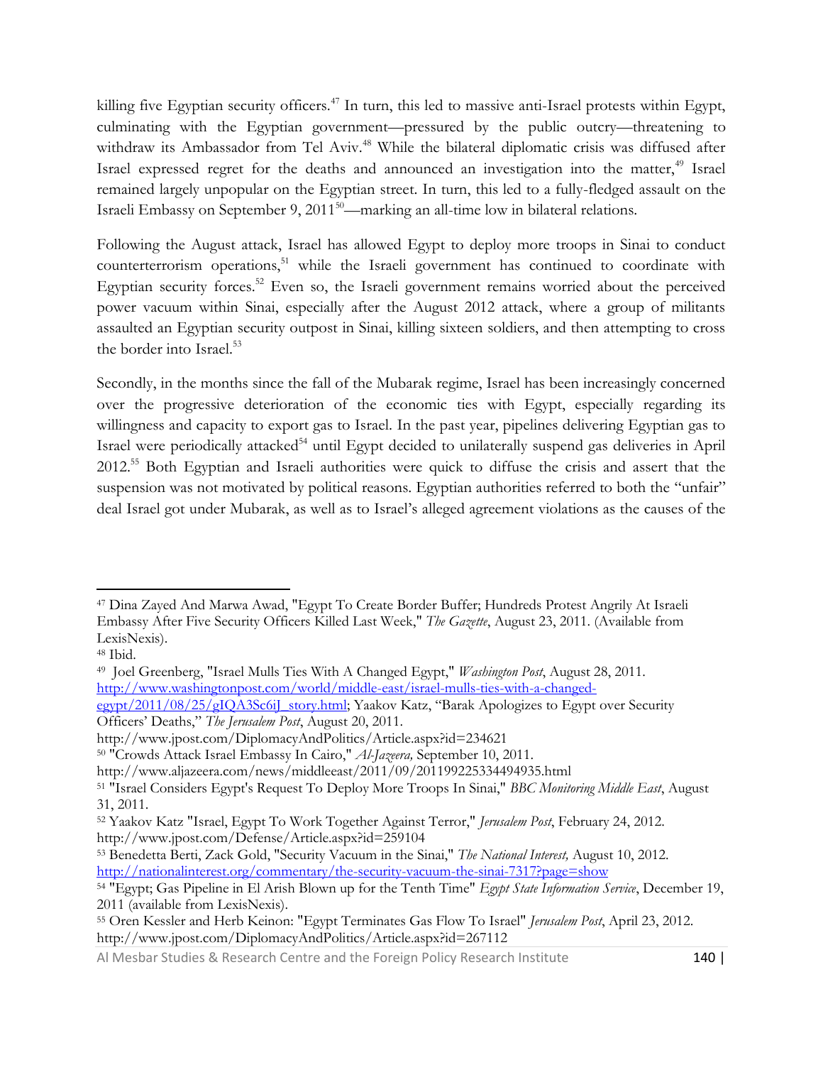killing five Egyptian security officers.[47] In turn, this led to massive anti-Israel protests within Egypt, culminating with the Egyptian government—pressured by the public outcry—threatening to withdraw its Ambassador from Tel Aviv.[48] While the bilateral diplomatic crisis was diffused after Israel expressed regret for the deaths and announced an investigation into the matter,[49] Israel remained largely unpopular on the Egyptian street. In turn, this led to a fully-fledged assault on the Israeli Embassy on September 9, 2011[50]—marking an all-time low in bilateral relations.

Following the August attack, Israel has allowed Egypt to deploy more troops in Sinai to conduct counterterrorism operations,[51] while the Israeli government has continued to coordinate with Egyptian security forces.[52] Even so, the Israeli government remains worried about the perceived power vacuum within Sinai, especially after the August 2012 attack, where a group of militants assaulted an Egyptian security outpost in Sinai, killing sixteen soldiers, and then attempting to cross the border into Israel.[53]

Secondly, in the months since the fall of the Mubarak regime, Israel has been increasingly concerned over the progressive deterioration of the economic ties with Egypt, especially regarding its willingness and capacity to export gas to Israel. In the past year, pipelines delivering Egyptian gas to Israel were periodically attacked[54] until Egypt decided to unilaterally suspend gas deliveries in April 2012.[55] Both Egyptian and Israeli authorities were quick to diffuse the crisis and assert that the suspension was not motivated by political reasons. Egyptian authorities referred to both the "unfair" deal Israel got under Mubarak, as well as to Israel's alleged agreement violations as the causes of the

---

[47] Dina Zayed And Marwa Awad, "Egypt To Create Border Buffer; Hundreds Protest Angrily At Israeli Embassy After Five Security Officers Killed Last Week," *The Gazette*, August 23, 2011. (Available from LexisNexis).

[48] Ibid.

[49] Joel Greenberg, "Israel Mulls Ties With A Changed Egypt," *Washington Post*, August 28, 2011. http://www.washingtonpost.com/world/middle-east/israel-mulls-ties-with-a-changed-egypt/2011/08/25/gIQA3Sc6iJ_story.html; Yaakov Katz, "Barak Apologizes to Egypt over Security Officers' Deaths," *The Jerusalem Post*, August 20, 2011. http://www.jpost.com/DiplomacyAndPolitics/Article.aspx?id=234621

[50] "Crowds Attack Israel Embassy In Cairo," *Al-Jazeera,* September 10, 2011. http://www.aljazeera.com/news/middleeast/2011/09/201199225334494935.html

[51] "Israel Considers Egypt's Request To Deploy More Troops In Sinai," *BBC Monitoring Middle East*, August 31, 2011.

[52] Yaakov Katz "Israel, Egypt To Work Together Against Terror," *Jerusalem Post*, February 24, 2012. http://www.jpost.com/Defense/Article.aspx?id=259104

[53] Benedetta Berti, Zack Gold, "Security Vacuum in the Sinai," *The National Interest,* August 10, 2012. http://nationalinterest.org/commentary/the-security-vacuum-the-sinai-7317?page=show

[54] "Egypt; Gas Pipeline in El Arish Blown up for the Tenth Time" *Egypt State Information Service*, December 19, 2011 (available from LexisNexis).

[55] Oren Kessler and Herb Keinon: "Egypt Terminates Gas Flow To Israel" *Jerusalem Post*, April 23, 2012. http://www.jpost.com/DiplomacyAndPolitics/Article.aspx?id=267112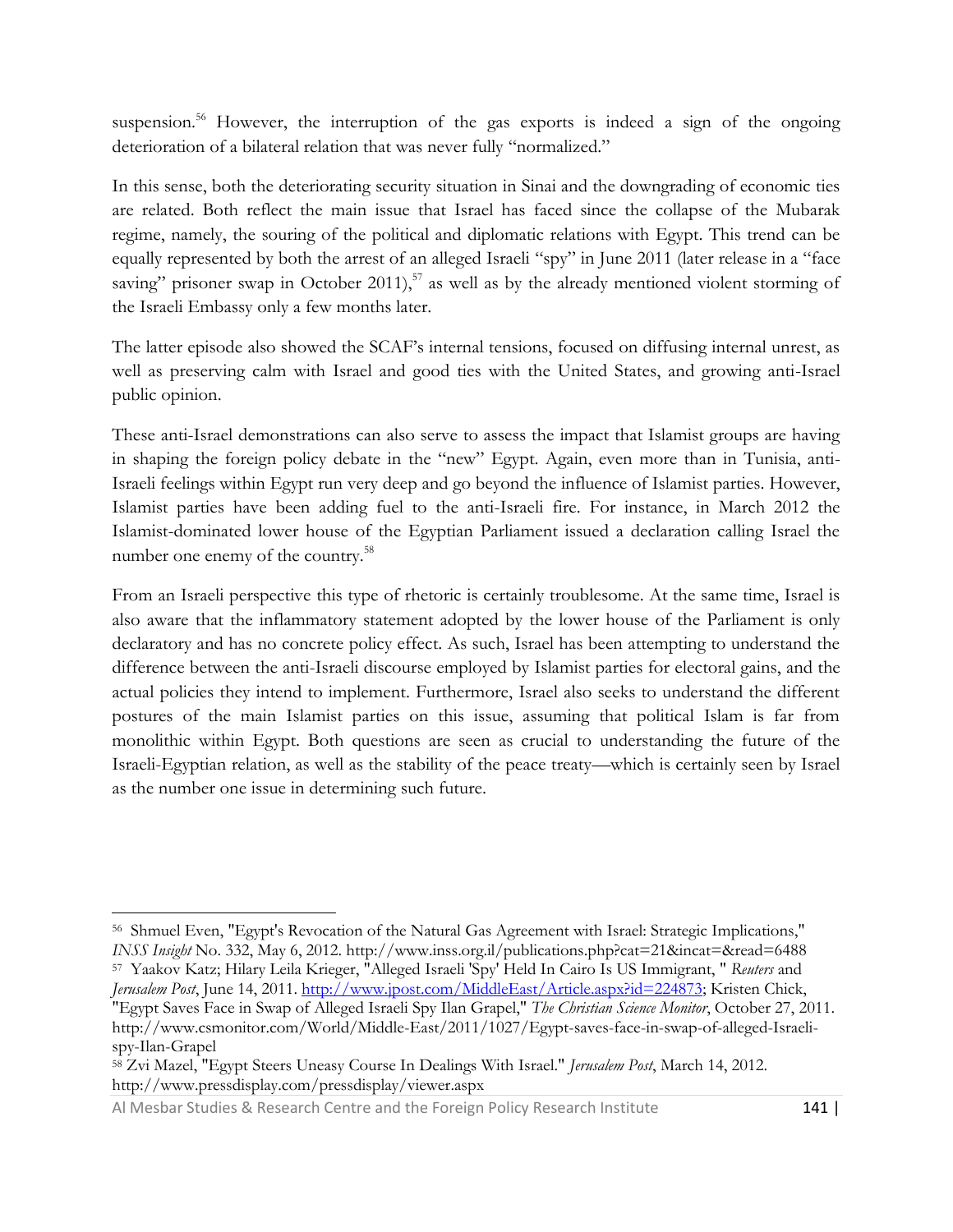suspension.[56] However, the interruption of the gas exports is indeed a sign of the ongoing deterioration of a bilateral relation that was never fully "normalized."

In this sense, both the deteriorating security situation in Sinai and the downgrading of economic ties are related. Both reflect the main issue that Israel has faced since the collapse of the Mubarak regime, namely, the souring of the political and diplomatic relations with Egypt. This trend can be equally represented by both the arrest of an alleged Israeli "spy" in June 2011 (later release in a "face saving" prisoner swap in October 2011),[57] as well as by the already mentioned violent storming of the Israeli Embassy only a few months later.

The latter episode also showed the SCAF's internal tensions, focused on diffusing internal unrest, as well as preserving calm with Israel and good ties with the United States, and growing anti-Israel public opinion.

These anti-Israel demonstrations can also serve to assess the impact that Islamist groups are having in shaping the foreign policy debate in the "new" Egypt. Again, even more than in Tunisia, anti-Israeli feelings within Egypt run very deep and go beyond the influence of Islamist parties. However, Islamist parties have been adding fuel to the anti-Israeli fire. For instance, in March 2012 the Islamist-dominated lower house of the Egyptian Parliament issued a declaration calling Israel the number one enemy of the country.[58]

From an Israeli perspective this type of rhetoric is certainly troublesome. At the same time, Israel is also aware that the inflammatory statement adopted by the lower house of the Parliament is only declaratory and has no concrete policy effect. As such, Israel has been attempting to understand the difference between the anti-Israeli discourse employed by Islamist parties for electoral gains, and the actual policies they intend to implement. Furthermore, Israel also seeks to understand the different postures of the main Islamist parties on this issue, assuming that political Islam is far from monolithic within Egypt. Both questions are seen as crucial to understanding the future of the Israeli-Egyptian relation, as well as the stability of the peace treaty—which is certainly seen by Israel as the number one issue in determining such future.

---

[56] Shmuel Even, "Egypt's Revocation of the Natural Gas Agreement with Israel: Strategic Implications," *INSS Insight* No. 332, May 6, 2012. http://www.inss.org.il/publications.php?cat=21&incat=&read=6488

[57] Yaakov Katz; Hilary Leila Krieger, "Alleged Israeli 'Spy' Held In Cairo Is US Immigrant, " *Reuters* and *Jerusalem Post*, June 14, 2011. http://www.jpost.com/MiddleEast/Article.aspx?id=224873; Kristen Chick, "Egypt Saves Face in Swap of Alleged Israeli Spy Ilan Grapel," *The Christian Science Monitor*, October 27, 2011. http://www.csmonitor.com/World/Middle-East/2011/1027/Egypt-saves-face-in-swap-of-alleged-Israeli-spy-Ilan-Grapel

[58] Zvi Mazel, "Egypt Steers Uneasy Course In Dealings With Israel." *Jerusalem Post*, March 14, 2012. http://www.pressdisplay.com/pressdisplay/viewer.aspx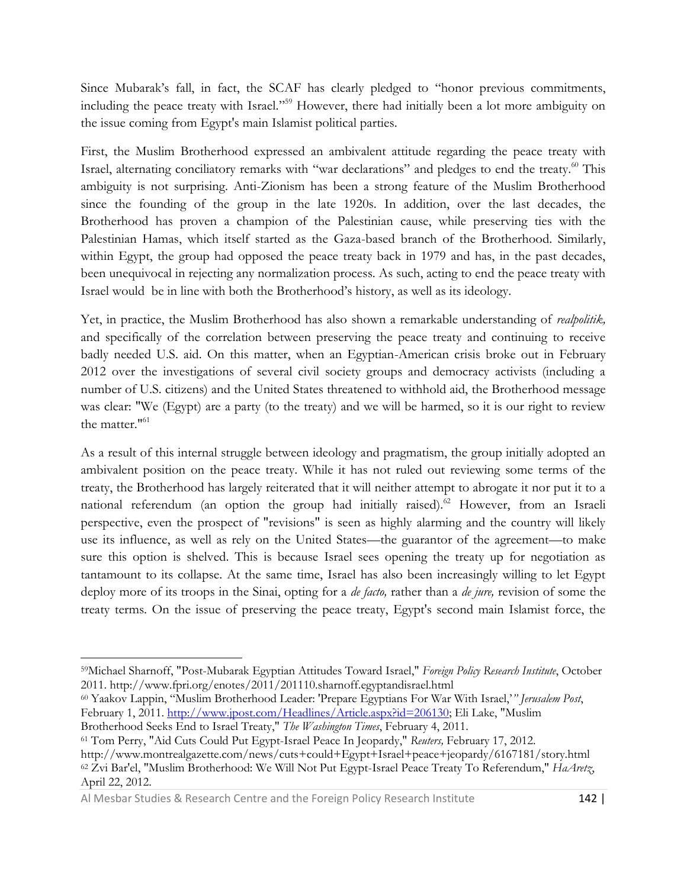Since Mubarak's fall, in fact, the SCAF has clearly pledged to "honor previous commitments, including the peace treaty with Israel."[59] However, there had initially been a lot more ambiguity on the issue coming from Egypt's main Islamist political parties.

First, the Muslim Brotherhood expressed an ambivalent attitude regarding the peace treaty with Israel, alternating conciliatory remarks with "war declarations" and pledges to end the treaty.[60] This ambiguity is not surprising. Anti-Zionism has been a strong feature of the Muslim Brotherhood since the founding of the group in the late 1920s. In addition, over the last decades, the Brotherhood has proven a champion of the Palestinian cause, while preserving ties with the Palestinian Hamas, which itself started as the Gaza-based branch of the Brotherhood. Similarly, within Egypt, the group had opposed the peace treaty back in 1979 and has, in the past decades, been unequivocal in rejecting any normalization process. As such, acting to end the peace treaty with Israel would be in line with both the Brotherhood's history, as well as its ideology.

Yet, in practice, the Muslim Brotherhood has also shown a remarkable understanding of *realpolitik,* and specifically of the correlation between preserving the peace treaty and continuing to receive badly needed U.S. aid. On this matter, when an Egyptian-American crisis broke out in February 2012 over the investigations of several civil society groups and democracy activists (including a number of U.S. citizens) and the United States threatened to withhold aid, the Brotherhood message was clear: "We (Egypt) are a party (to the treaty) and we will be harmed, so it is our right to review the matter."[61]

As a result of this internal struggle between ideology and pragmatism, the group initially adopted an ambivalent position on the peace treaty. While it has not ruled out reviewing some terms of the treaty, the Brotherhood has largely reiterated that it will neither attempt to abrogate it nor put it to a national referendum (an option the group had initially raised).[62] However, from an Israeli perspective, even the prospect of "revisions" is seen as highly alarming and the country will likely use its influence, as well as rely on the United States—the guarantor of the agreement—to make sure this option is shelved. This is because Israel sees opening the treaty up for negotiation as tantamount to its collapse. At the same time, Israel has also been increasingly willing to let Egypt deploy more of its troops in the Sinai, opting for a *de facto,* rather than a *de jure,* revision of some the treaty terms. On the issue of preserving the peace treaty, Egypt's second main Islamist force, the

---

[59] Michael Sharnoff, "Post-Mubarak Egyptian Attitudes Toward Israel," *Foreign Policy Research Institute*, October 2011. http://www.fpri.org/enotes/2011/201110.sharnoff.egyptandisrael.html

[60] Yaakov Lappin, "Muslim Brotherhood Leader: 'Prepare Egyptians For War With Israel,'" *Jerusalem Post*, February 1, 2011. http://www.jpost.com/Headlines/Article.aspx?id=206130; Eli Lake, "Muslim Brotherhood Seeks End to Israel Treaty," *The Washington Times*, February 4, 2011.

[61] Tom Perry, "Aid Cuts Could Put Egypt-Israel Peace In Jeopardy," *Reuters,* February 17, 2012. http://www.montrealgazette.com/news/cuts+could+Egypt+Israel+peace+jeopardy/6167181/story.html

[62] Zvi Bar'el, "Muslim Brotherhood: We Will Not Put Egypt-Israel Peace Treaty To Referendum," *HaAretz,* April 22, 2012.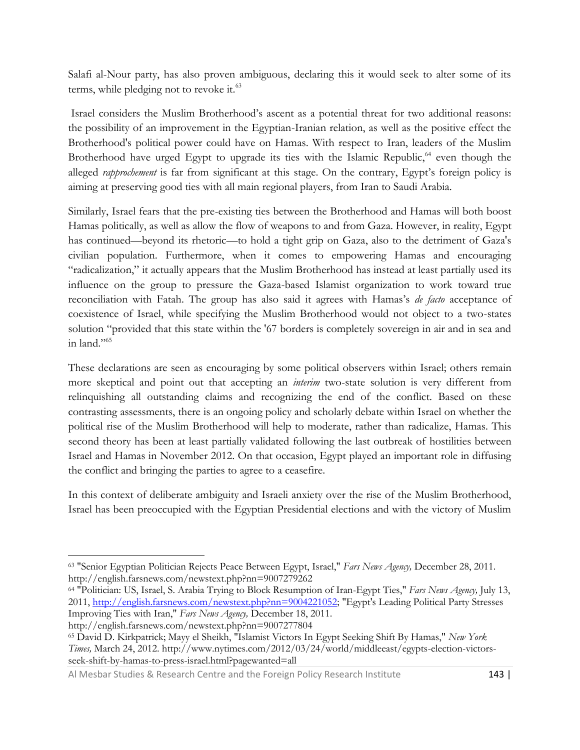Salafi al-Nour party, has also proven ambiguous, declaring this it would seek to alter some of its terms, while pledging not to revoke it.[63]

Israel considers the Muslim Brotherhood's ascent as a potential threat for two additional reasons: the possibility of an improvement in the Egyptian-Iranian relation, as well as the positive effect the Brotherhood's political power could have on Hamas. With respect to Iran, leaders of the Muslim Brotherhood have urged Egypt to upgrade its ties with the Islamic Republic,[64] even though the alleged *rapprochement* is far from significant at this stage. On the contrary, Egypt's foreign policy is aiming at preserving good ties with all main regional players, from Iran to Saudi Arabia.

Similarly, Israel fears that the pre-existing ties between the Brotherhood and Hamas will both boost Hamas politically, as well as allow the flow of weapons to and from Gaza. However, in reality, Egypt has continued—beyond its rhetoric—to hold a tight grip on Gaza, also to the detriment of Gaza's civilian population. Furthermore, when it comes to empowering Hamas and encouraging "radicalization," it actually appears that the Muslim Brotherhood has instead at least partially used its influence on the group to pressure the Gaza-based Islamist organization to work toward true reconciliation with Fatah. The group has also said it agrees with Hamas's *de facto* acceptance of coexistence of Israel, while specifying the Muslim Brotherhood would not object to a two-states solution "provided that this state within the '67 borders is completely sovereign in air and in sea and in land."[65]

These declarations are seen as encouraging by some political observers within Israel; others remain more skeptical and point out that accepting an *interim* two-state solution is very different from relinquishing all outstanding claims and recognizing the end of the conflict. Based on these contrasting assessments, there is an ongoing policy and scholarly debate within Israel on whether the political rise of the Muslim Brotherhood will help to moderate, rather than radicalize, Hamas. This second theory has been at least partially validated following the last outbreak of hostilities between Israel and Hamas in November 2012. On that occasion, Egypt played an important role in diffusing the conflict and bringing the parties to agree to a ceasefire.

In this context of deliberate ambiguity and Israeli anxiety over the rise of the Muslim Brotherhood, Israel has been preoccupied with the Egyptian Presidential elections and with the victory of Muslim

---

[63] "Senior Egyptian Politician Rejects Peace Between Egypt, Israel," *Fars News Agency,* December 28, 2011. http://english.farsnews.com/newstext.php?nn=9007279262

[64] "Politician: US, Israel, S. Arabia Trying to Block Resumption of Iran-Egypt Ties," *Fars News Agency,* July 13, 2011, http://english.farsnews.com/newstext.php?nn=9004221052; "Egypt's Leading Political Party Stresses Improving Ties with Iran," *Fars News Agency,* December 18, 2011. http://english.farsnews.com/newstext.php?nn=9007277804

[65] David D. Kirkpatrick; Mayy el Sheikh, "Islamist Victors In Egypt Seeking Shift By Hamas," *New York Times,* March 24, 2012. http://www.nytimes.com/2012/03/24/world/middleeast/egypts-election-victors-seek-shift-by-hamas-to-press-israel.html?pagewanted=all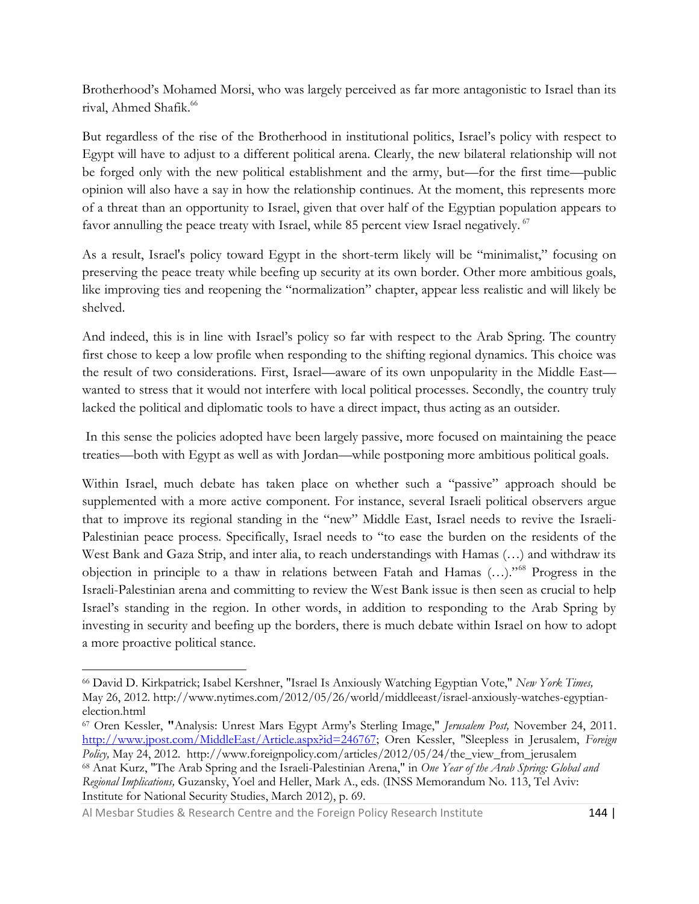Brotherhood's Mohamed Morsi, who was largely perceived as far more antagonistic to Israel than its rival, Ahmed Shafik.[66]

But regardless of the rise of the Brotherhood in institutional politics, Israel's policy with respect to Egypt will have to adjust to a different political arena. Clearly, the new bilateral relationship will not be forged only with the new political establishment and the army, but—for the first time—public opinion will also have a say in how the relationship continues. At the moment, this represents more of a threat than an opportunity to Israel, given that over half of the Egyptian population appears to favor annulling the peace treaty with Israel, while 85 percent view Israel negatively.[67]

As a result, Israel's policy toward Egypt in the short-term likely will be "minimalist," focusing on preserving the peace treaty while beefing up security at its own border. Other more ambitious goals, like improving ties and reopening the "normalization" chapter, appear less realistic and will likely be shelved.

And indeed, this is in line with Israel's policy so far with respect to the Arab Spring. The country first chose to keep a low profile when responding to the shifting regional dynamics. This choice was the result of two considerations. First, Israel—aware of its own unpopularity in the Middle East—wanted to stress that it would not interfere with local political processes. Secondly, the country truly lacked the political and diplomatic tools to have a direct impact, thus acting as an outsider.

In this sense the policies adopted have been largely passive, more focused on maintaining the peace treaties—both with Egypt as well as with Jordan—while postponing more ambitious political goals.

Within Israel, much debate has taken place on whether such a "passive" approach should be supplemented with a more active component. For instance, several Israeli political observers argue that to improve its regional standing in the "new" Middle East, Israel needs to revive the Israeli-Palestinian peace process. Specifically, Israel needs to "to ease the burden on the residents of the West Bank and Gaza Strip, and inter alia, to reach understandings with Hamas (…) and withdraw its objection in principle to a thaw in relations between Fatah and Hamas (…)."[68] Progress in the Israeli-Palestinian arena and committing to review the West Bank issue is then seen as crucial to help Israel's standing in the region. In other words, in addition to responding to the Arab Spring by investing in security and beefing up the borders, there is much debate within Israel on how to adopt a more proactive political stance.

---

[66] David D. Kirkpatrick; Isabel Kershner, "Israel Is Anxiously Watching Egyptian Vote," *New York Times,* May 26, 2012. http://www.nytimes.com/2012/05/26/world/middleeast/israel-anxiously-watches-egyptian-election.html

[67] Oren Kessler, "Analysis: Unrest Mars Egypt Army's Sterling Image," *Jerusalem Post,* November 24, 2011. http://www.jpost.com/MiddleEast/Article.aspx?id=246767; Oren Kessler, "Sleepless in Jerusalem, *Foreign Policy,* May 24, 2012. http://www.foreignpolicy.com/articles/2012/05/24/the_view_from_jerusalem

[68] Anat Kurz, "The Arab Spring and the Israeli-Palestinian Arena," in *One Year of the Arab Spring: Global and Regional Implications,* Guzansky, Yoel and Heller, Mark A., eds. (INSS Memorandum No. 113, Tel Aviv: Institute for National Security Studies, March 2012), p. 69.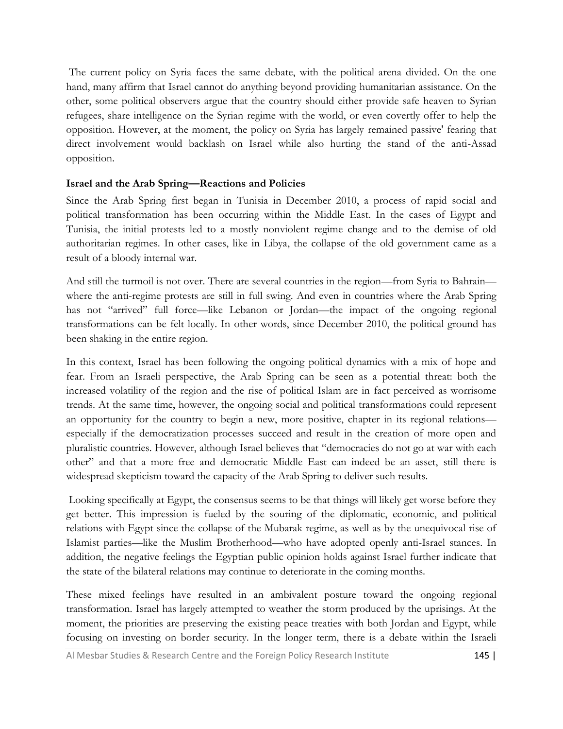The current policy on Syria faces the same debate, with the political arena divided. On the one hand, many affirm that Israel cannot do anything beyond providing humanitarian assistance. On the other, some political observers argue that the country should either provide safe heaven to Syrian refugees, share intelligence on the Syrian regime with the world, or even covertly offer to help the opposition. However, at the moment, the policy on Syria has largely remained passive' fearing that direct involvement would backlash on Israel while also hurting the stand of the anti-Assad opposition.

**Israel and the Arab Spring—Reactions and Policies**

Since the Arab Spring first began in Tunisia in December 2010, a process of rapid social and political transformation has been occurring within the Middle East. In the cases of Egypt and Tunisia, the initial protests led to a mostly nonviolent regime change and to the demise of old authoritarian regimes. In other cases, like in Libya, the collapse of the old government came as a result of a bloody internal war.

And still the turmoil is not over. There are several countries in the region—from Syria to Bahrain—where the anti-regime protests are still in full swing. And even in countries where the Arab Spring has not "arrived" full force—like Lebanon or Jordan—the impact of the ongoing regional transformations can be felt locally. In other words, since December 2010, the political ground has been shaking in the entire region.

In this context, Israel has been following the ongoing political dynamics with a mix of hope and fear. From an Israeli perspective, the Arab Spring can be seen as a potential threat: both the increased volatility of the region and the rise of political Islam are in fact perceived as worrisome trends. At the same time, however, the ongoing social and political transformations could represent an opportunity for the country to begin a new, more positive, chapter in its regional relations—especially if the democratization processes succeed and result in the creation of more open and pluralistic countries. However, although Israel believes that "democracies do not go at war with each other" and that a more free and democratic Middle East can indeed be an asset, still there is widespread skepticism toward the capacity of the Arab Spring to deliver such results.

Looking specifically at Egypt, the consensus seems to be that things will likely get worse before they get better. This impression is fueled by the souring of the diplomatic, economic, and political relations with Egypt since the collapse of the Mubarak regime, as well as by the unequivocal rise of Islamist parties—like the Muslim Brotherhood—who have adopted openly anti-Israel stances. In addition, the negative feelings the Egyptian public opinion holds against Israel further indicate that the state of the bilateral relations may continue to deteriorate in the coming months.

These mixed feelings have resulted in an ambivalent posture toward the ongoing regional transformation. Israel has largely attempted to weather the storm produced by the uprisings. At the moment, the priorities are preserving the existing peace treaties with both Jordan and Egypt, while focusing on investing on border security. In the longer term, there is a debate within the Israeli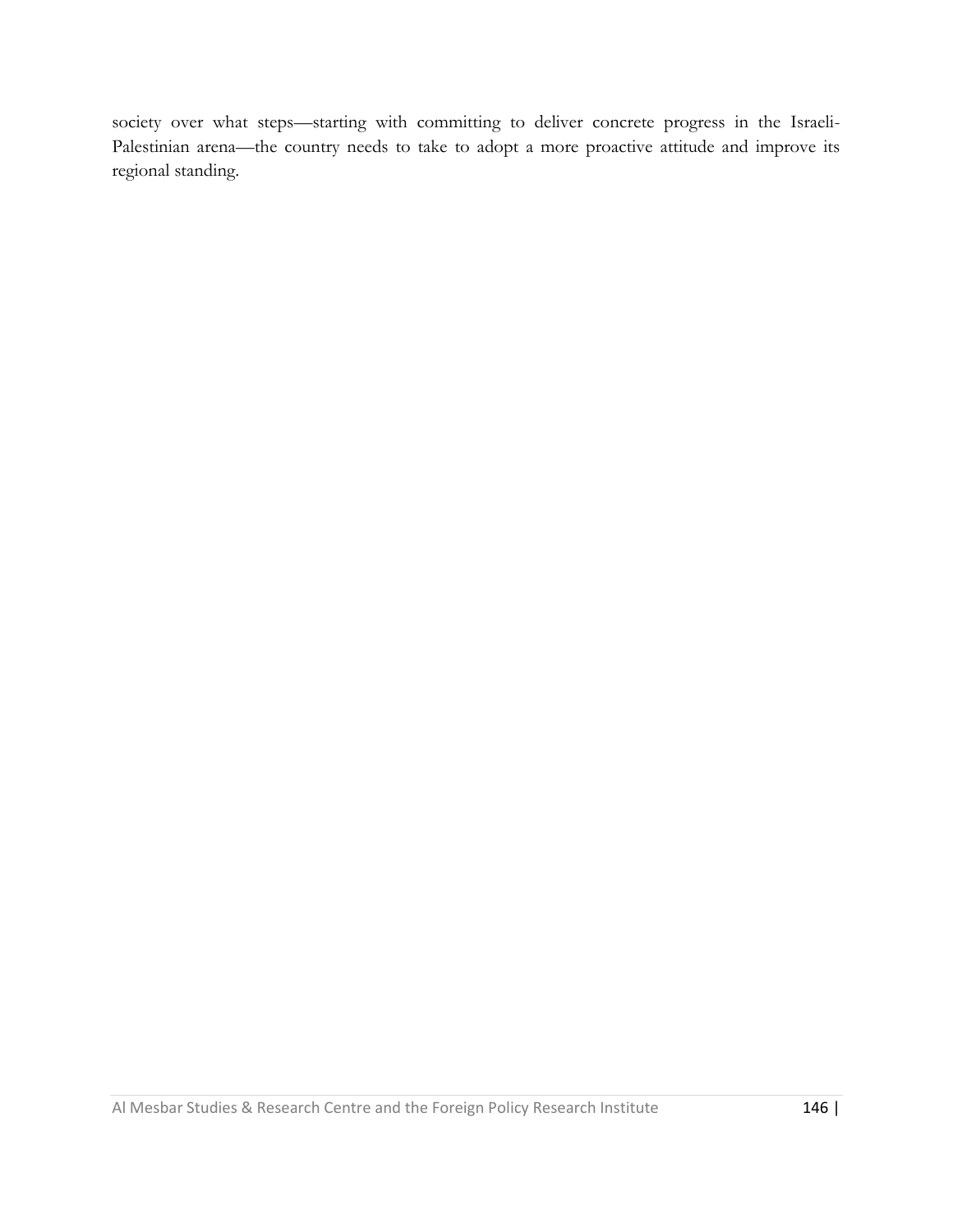society over what steps—starting with committing to deliver concrete progress in the Israeli-Palestinian arena—the country needs to take to adopt a more proactive attitude and improve its regional standing.